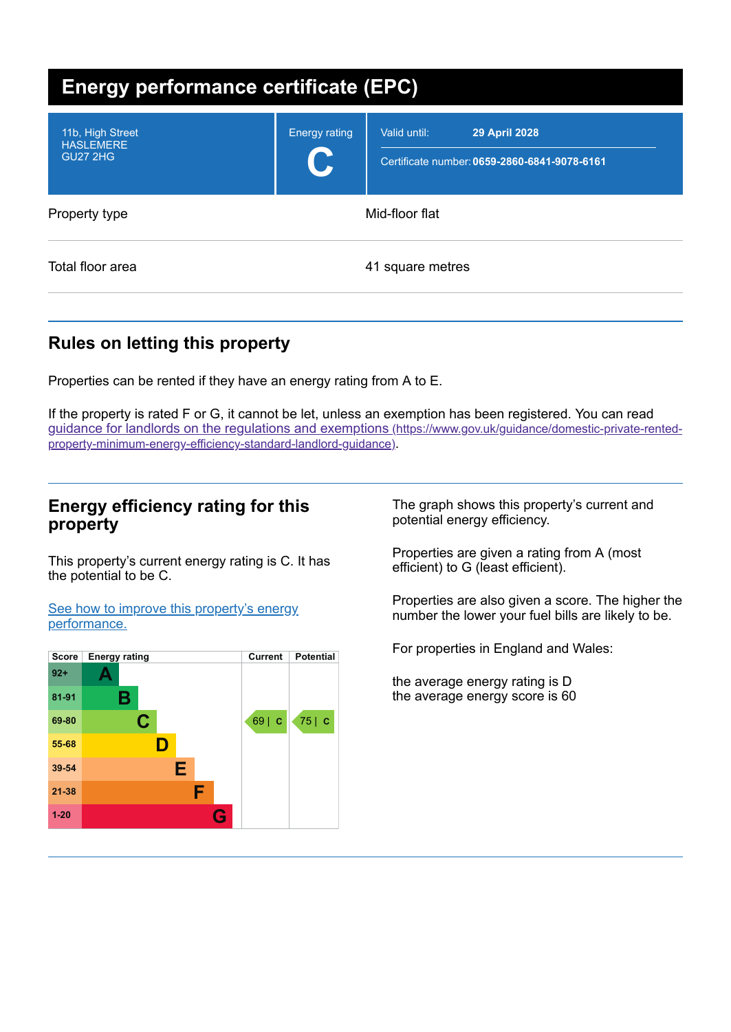# Energy performance certificate (EPC)

| | | |
|---|---|---|
| 11b, High Street<br>HASLEMERE<br>GU27 2HG | Energy rating<br>**C** | Valid until: **29 April 2028**<br>Certificate number: **0659-2860-6841-9078-6161** |

| | |
|---|---|
| Property type | Mid-floor flat |
| Total floor area | 41 square metres |

## Rules on letting this property

Properties can be rented if they have an energy rating from A to E.

If the property is rated F or G, it cannot be let, unless an exemption has been registered. You can read guidance for landlords on the regulations and exemptions (https://www.gov.uk/guidance/domestic-private-rented-property-minimum-energy-efficiency-standard-landlord-guidance).

## Energy efficiency rating for this property

This property's current energy rating is C. It has the potential to be C.

See how to improve this property's energy performance.

| Score | Energy rating | Current | Potential |
|---|---|---|---|
| 92+ | A | | |
| 81-91 | B | | |
| 69-80 | C | 69 \| C | 75 \| C |
| 55-68 | D | | |
| 39-54 | E | | |
| 21-38 | F | | |
| 1-20 | G | | |

The graph shows this property's current and potential energy efficiency.

Properties are given a rating from A (most efficient) to G (least efficient).

Properties are also given a score. The higher the number the lower your fuel bills are likely to be.

For properties in England and Wales:

the average energy rating is D
the average energy score is 60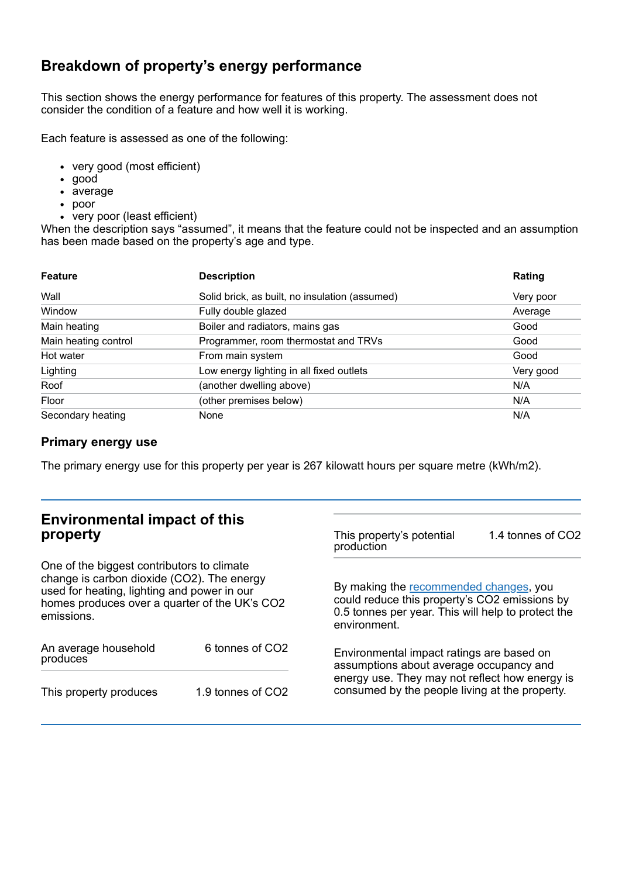## Breakdown of property's energy performance

This section shows the energy performance for features of this property. The assessment does not consider the condition of a feature and how well it is working.

Each feature is assessed as one of the following:

- very good (most efficient)
- good
- average
- poor
- very poor (least efficient)

When the description says "assumed", it means that the feature could not be inspected and an assumption has been made based on the property's age and type.

| Feature | Description | Rating |
|---|---|---|
| Wall | Solid brick, as built, no insulation (assumed) | Very poor |
| Window | Fully double glazed | Average |
| Main heating | Boiler and radiators, mains gas | Good |
| Main heating control | Programmer, room thermostat and TRVs | Good |
| Hot water | From main system | Good |
| Lighting | Low energy lighting in all fixed outlets | Very good |
| Roof | (another dwelling above) | N/A |
| Floor | (other premises below) | N/A |
| Secondary heating | None | N/A |

### Primary energy use

The primary energy use for this property per year is 267 kilowatt hours per square metre (kWh/m2).

## Environmental impact of this property

One of the biggest contributors to climate change is carbon dioxide ($CO_2$). The energy used for heating, lighting and power in our homes produces over a quarter of the UK's $CO_2$ emissions.

| | |
|---|---|
| An average household produces | 6 tonnes of $CO_2$ |
| This property produces | 1.9 tonnes of $CO_2$ |
| This property's potential production | 1.4 tonnes of $CO_2$ |

By making the [recommended changes](#), you could reduce this property's $CO_2$ emissions by 0.5 tonnes per year. This will help to protect the environment.

Environmental impact ratings are based on assumptions about average occupancy and energy use. They may not reflect how energy is consumed by the people living at the property.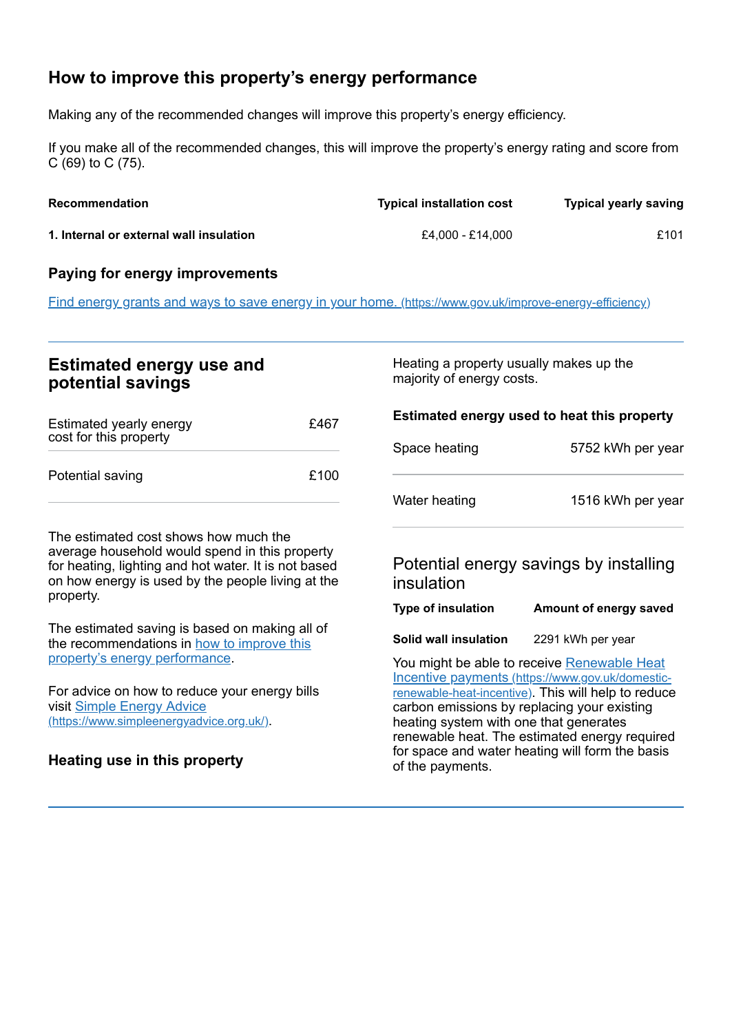## How to improve this property's energy performance

Making any of the recommended changes will improve this property's energy efficiency.

If you make all of the recommended changes, this will improve the property's energy rating and score from C (69) to C (75).

| Recommendation | Typical installation cost | Typical yearly saving |
| --- | --- | --- |
| **1. Internal or external wall insulation** | £4,000 - £14,000 | £101 |

### Paying for energy improvements

[Find energy grants and ways to save energy in your home.](https://www.gov.uk/improve-energy-efficiency) (https://www.gov.uk/improve-energy-efficiency)

## Estimated energy use and potential savings

| | |
| --- | --- |
| Estimated yearly energy cost for this property | £467 |
| Potential saving | £100 |

The estimated cost shows how much the average household would spend in this property for heating, lighting and hot water. It is not based on how energy is used by the people living at the property.

The estimated saving is based on making all of the recommendations in [how to improve this property's energy performance](#).

For advice on how to reduce your energy bills visit [Simple Energy Advice](https://www.simpleenergyadvice.org.uk/) (https://www.simpleenergyadvice.org.uk/).

### Heating use in this property

Heating a property usually makes up the majority of energy costs.

**Estimated energy used to heat this property**

| | |
| --- | --- |
| Space heating | 5752 kWh per year |
| Water heating | 1516 kWh per year |

### Potential energy savings by installing insulation

| Type of insulation | Amount of energy saved |
| --- | --- |
| **Solid wall insulation** | 2291 kWh per year |

You might be able to receive [Renewable Heat Incentive payments](https://www.gov.uk/domestic-renewable-heat-incentive) (https://www.gov.uk/domestic-renewable-heat-incentive). This will help to reduce carbon emissions by replacing your existing heating system with one that generates renewable heat. The estimated energy required for space and water heating will form the basis of the payments.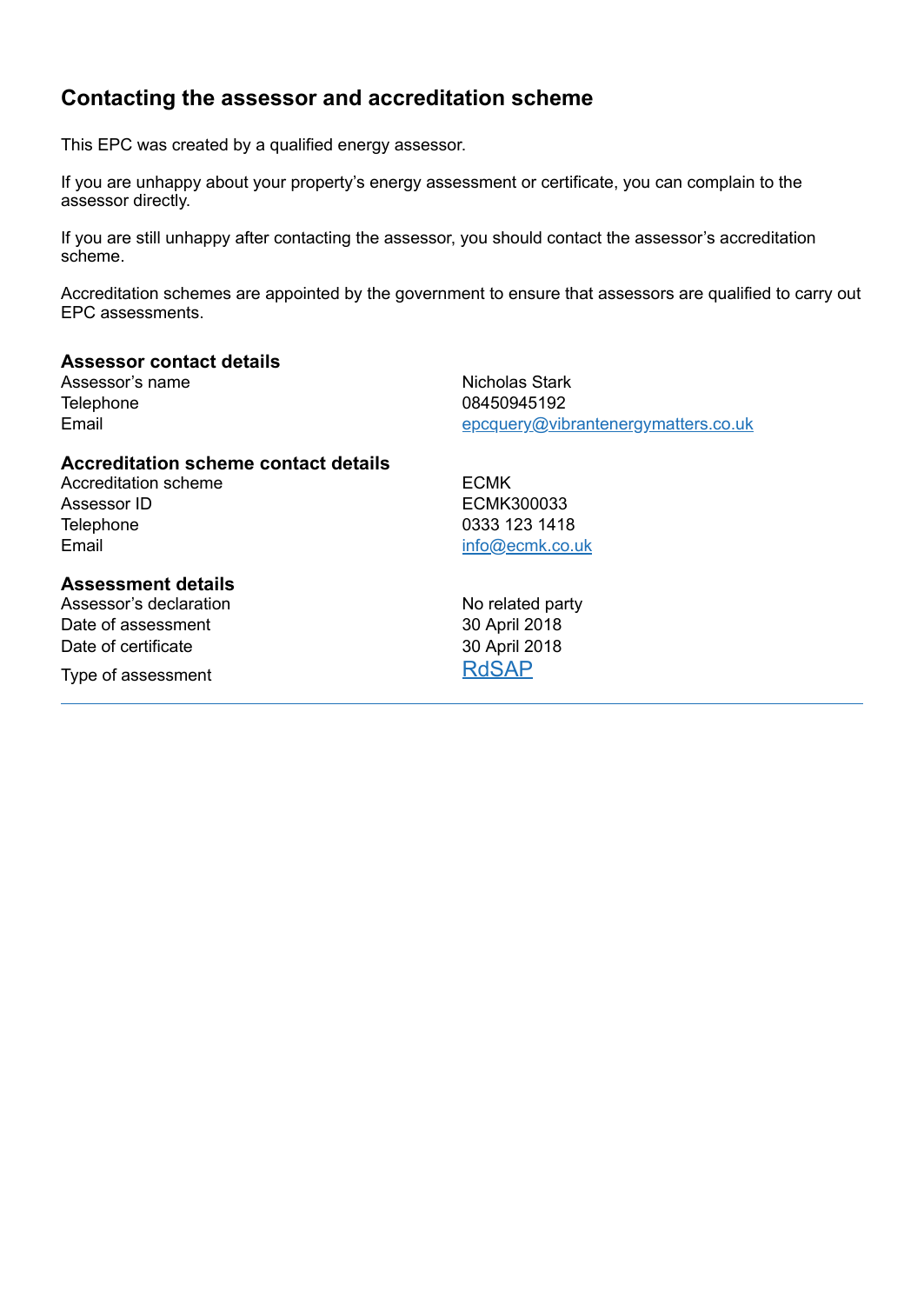## Contacting the assessor and accreditation scheme

This EPC was created by a qualified energy assessor.

If you are unhappy about your property's energy assessment or certificate, you can complain to the assessor directly.

If you are still unhappy after contacting the assessor, you should contact the assessor's accreditation scheme.

Accreditation schemes are appointed by the government to ensure that assessors are qualified to carry out EPC assessments.

### Assessor contact details

| | |
|---|---|
| Assessor's name | Nicholas Stark |
| Telephone | 08450945192 |
| Email | epcquery@vibrantenergymatters.co.uk |

### Accreditation scheme contact details

| | |
|---|---|
| Accreditation scheme | ECMK |
| Assessor ID | ECMK300033 |
| Telephone | 0333 123 1418 |
| Email | info@ecmk.co.uk |

### Assessment details

| | |
|---|---|
| Assessor's declaration | No related party |
| Date of assessment | 30 April 2018 |
| Date of certificate | 30 April 2018 |
| Type of assessment | RdSAP |